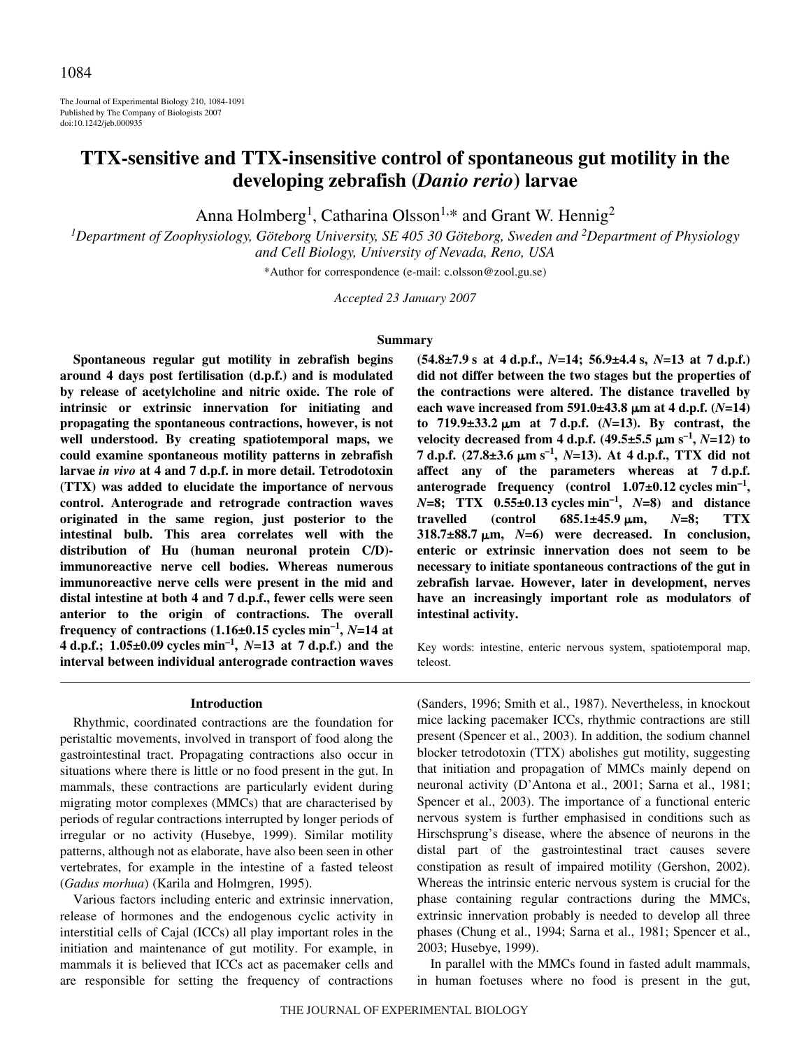# TTX-sensitive and TTX-insensitive control of spontaneous gut motility in the developing zebrafish (*Danio rerio*) larvae

Anna Holmberg[1], Catharina Olsson[1,*] and Grant W. Hennig[2]

[1]Department of Zoophysiology, Göteborg University, SE 405 30 Göteborg, Sweden and [2]Department of Physiology and Cell Biology, University of Nevada, Reno, USA

*Author for correspondence (e-mail: c.olsson@zool.gu.se)

*Accepted 23 January 2007*

## Summary

**Spontaneous regular gut motility in zebrafish begins around 4 days post fertilisation (d.p.f.) and is modulated by release of acetylcholine and nitric oxide. The role of intrinsic or extrinsic innervation for initiating and propagating the spontaneous contractions, however, is not well understood. By creating spatiotemporal maps, we could examine spontaneous motility patterns in zebrafish larvae *in vivo* at 4 and 7 d.p.f. in more detail. Tetrodotoxin (TTX) was added to elucidate the importance of nervous control. Anterograde and retrograde contraction waves originated in the same region, just posterior to the intestinal bulb. This area correlates well with the distribution of Hu (human neuronal protein C/D)-immunoreactive nerve cell bodies. Whereas numerous immunoreactive nerve cells were present in the mid and distal intestine at both 4 and 7 d.p.f., fewer cells were seen anterior to the origin of contractions. The overall frequency of contractions (1.16±0.15 cycles $min^{-1}$, *N*=14 at 4 d.p.f.; 1.05±0.09 cycles $min^{-1}$, *N*=13 at 7 d.p.f.) and the interval between individual anterograde contraction waves (54.8±7.9 s at 4 d.p.f., *N*=14; 56.9±4.4 s, *N*=13 at 7 d.p.f.) did not differ between the two stages but the properties of the contractions were altered. The distance travelled by each wave increased from 591.0±43.8 μm at 4 d.p.f. (*N*=14) to 719.9±33.2 μm at 7 d.p.f. (*N*=13). By contrast, the velocity decreased from 4 d.p.f. (49.5±5.5 μm $s^{-1}$, *N*=12) to 7 d.p.f. (27.8±3.6 μm $s^{-1}$, *N*=13). At 4 d.p.f., TTX did not affect any of the parameters whereas at 7 d.p.f. anterograde frequency (control 1.07±0.12 cycles $min^{-1}$, *N*=8; TTX 0.55±0.13 cycles $min^{-1}$, *N*=8) and distance travelled (control 685.1±45.9 μm, *N*=8; TTX 318.7±88.7 μm, *N*=6) were decreased. In conclusion, enteric or extrinsic innervation does not seem to be necessary to initiate spontaneous contractions of the gut in zebrafish larvae. However, later in development, nerves have an increasingly important role as modulators of intestinal activity.**

Key words: intestine, enteric nervous system, spatiotemporal map, teleost.

## Introduction

Rhythmic, coordinated contractions are the foundation for peristaltic movements, involved in transport of food along the gastrointestinal tract. Propagating contractions also occur in situations where there is little or no food present in the gut. In mammals, these contractions are particularly evident during migrating motor complexes (MMCs) that are characterised by periods of regular contractions interrupted by longer periods of irregular or no activity (Husebye, 1999). Similar motility patterns, although not as elaborate, have also been seen in other vertebrates, for example in the intestine of a fasted teleost (*Gadus morhua*) (Karila and Holmgren, 1995).

Various factors including enteric and extrinsic innervation, release of hormones and the endogenous cyclic activity in interstitial cells of Cajal (ICCs) all play important roles in the initiation and maintenance of gut motility. For example, in mammals it is believed that ICCs act as pacemaker cells and are responsible for setting the frequency of contractions (Sanders, 1996; Smith et al., 1987). Nevertheless, in knockout mice lacking pacemaker ICCs, rhythmic contractions are still present (Spencer et al., 2003). In addition, the sodium channel blocker tetrodotoxin (TTX) abolishes gut motility, suggesting that initiation and propagation of MMCs mainly depend on neuronal activity (D'Antona et al., 2001; Sarna et al., 1981; Spencer et al., 2003). The importance of a functional enteric nervous system is further emphasised in conditions such as Hirschsprung's disease, where the absence of neurons in the distal part of the gastrointestinal tract causes severe constipation as result of impaired motility (Gershon, 2002). Whereas the intrinsic enteric nervous system is crucial for the phase containing regular contractions during the MMCs, extrinsic innervation probably is needed to develop all three phases (Chung et al., 1994; Sarna et al., 1981; Spencer et al., 2003; Husebye, 1999).

In parallel with the MMCs found in fasted adult mammals, in human foetuses where no food is present in the gut,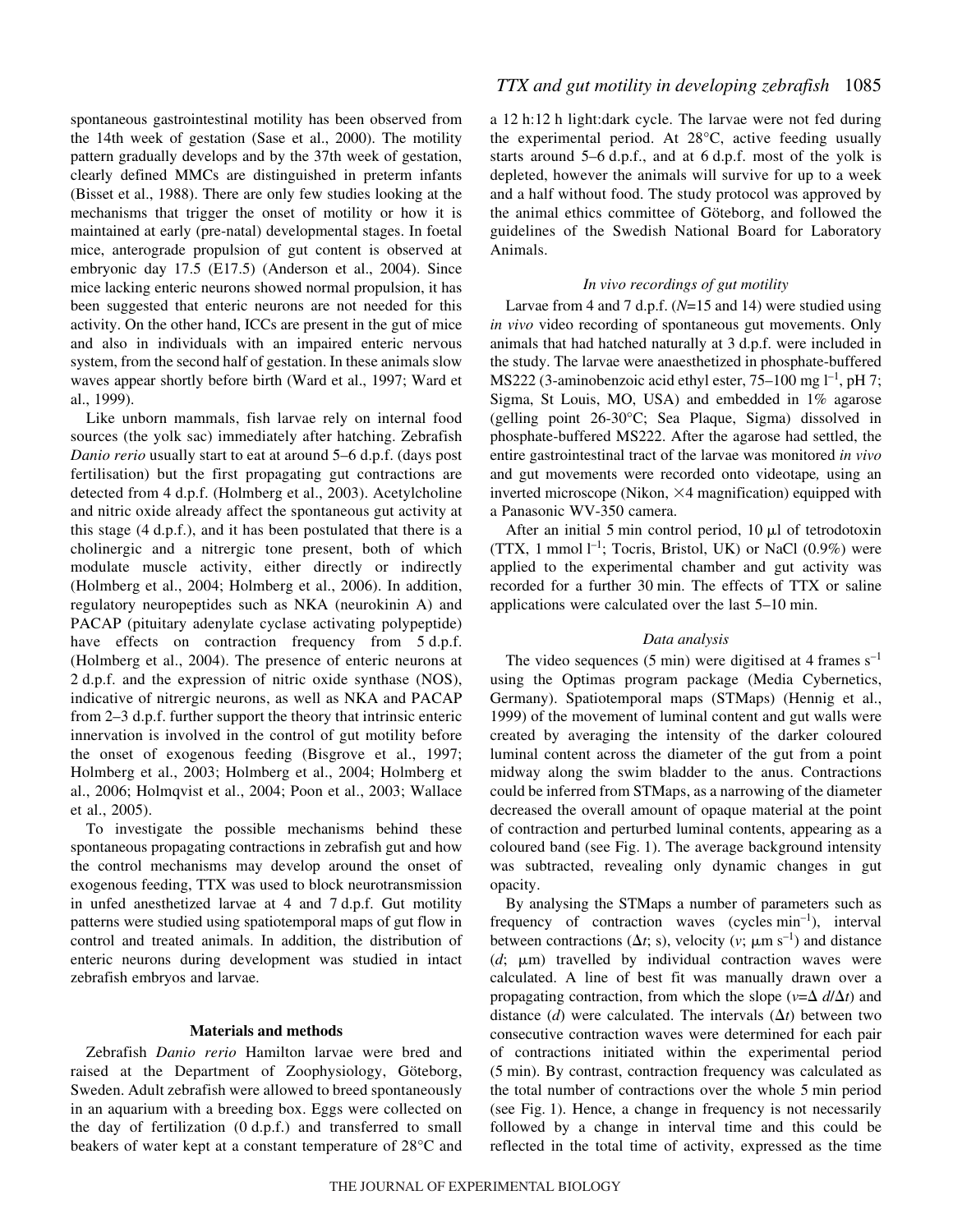spontaneous gastrointestinal motility has been observed from the 14th week of gestation (Sase et al., 2000). The motility pattern gradually develops and by the 37th week of gestation, clearly defined MMCs are distinguished in preterm infants (Bisset et al., 1988). There are only few studies looking at the mechanisms that trigger the onset of motility or how it is maintained at early (pre-natal) developmental stages. In foetal mice, anterograde propulsion of gut content is observed at embryonic day 17.5 (E17.5) (Anderson et al., 2004). Since mice lacking enteric neurons showed normal propulsion, it has been suggested that enteric neurons are not needed for this activity. On the other hand, ICCs are present in the gut of mice and also in individuals with an impaired enteric nervous system, from the second half of gestation. In these animals slow waves appear shortly before birth (Ward et al., 1997; Ward et al., 1999).

Like unborn mammals, fish larvae rely on internal food sources (the yolk sac) immediately after hatching. Zebrafish *Danio rerio* usually start to eat at around 5–6 d.p.f. (days post fertilisation) but the first propagating gut contractions are detected from 4 d.p.f. (Holmberg et al., 2003). Acetylcholine and nitric oxide already affect the spontaneous gut activity at this stage (4 d.p.f.), and it has been postulated that there is a cholinergic and a nitrergic tone present, both of which modulate muscle activity, either directly or indirectly (Holmberg et al., 2004; Holmberg et al., 2006). In addition, regulatory neuropeptides such as NKA (neurokinin A) and PACAP (pituitary adenylate cyclase activating polypeptide) have effects on contraction frequency from 5 d.p.f. (Holmberg et al., 2004). The presence of enteric neurons at 2 d.p.f. and the expression of nitric oxide synthase (NOS), indicative of nitrergic neurons, as well as NKA and PACAP from 2–3 d.p.f. further support the theory that intrinsic enteric innervation is involved in the control of gut motility before the onset of exogenous feeding (Bisgrove et al., 1997; Holmberg et al., 2003; Holmberg et al., 2004; Holmberg et al., 2006; Holmqvist et al., 2004; Poon et al., 2003; Wallace et al., 2005).

To investigate the possible mechanisms behind these spontaneous propagating contractions in zebrafish gut and how the control mechanisms may develop around the onset of exogenous feeding, TTX was used to block neurotransmission in unfed anesthetized larvae at 4 and 7 d.p.f. Gut motility patterns were studied using spatiotemporal maps of gut flow in control and treated animals. In addition, the distribution of enteric neurons during development was studied in intact zebrafish embryos and larvae.

## Materials and methods

Zebrafish *Danio rerio* Hamilton larvae were bred and raised at the Department of Zoophysiology, Göteborg, Sweden. Adult zebrafish were allowed to breed spontaneously in an aquarium with a breeding box. Eggs were collected on the day of fertilization (0 d.p.f.) and transferred to small beakers of water kept at a constant temperature of 28°C and a 12 h:12 h light:dark cycle. The larvae were not fed during the experimental period. At 28°C, active feeding usually starts around 5–6 d.p.f., and at 6 d.p.f. most of the yolk is depleted, however the animals will survive for up to a week and a half without food. The study protocol was approved by the animal ethics committee of Göteborg, and followed the guidelines of the Swedish National Board for Laboratory Animals.

### *In vivo recordings of gut motility*

Larvae from 4 and 7 d.p.f. ($N$=15 and 14) were studied using *in vivo* video recording of spontaneous gut movements. Only animals that had hatched naturally at 3 d.p.f. were included in the study. The larvae were anaesthetized in phosphate-buffered MS222 (3-aminobenzoic acid ethyl ester, 75–100 mg $l^{-1}$, pH 7; Sigma, St Louis, MO, USA) and embedded in 1% agarose (gelling point 26-30°C; Sea Plaque, Sigma) dissolved in phosphate-buffered MS222. After the agarose had settled, the entire gastrointestinal tract of the larvae was monitored *in vivo* and gut movements were recorded onto videotape*,* using an inverted microscope (Nikon, ×4 magnification) equipped with a Panasonic WV-350 camera.

After an initial 5 min control period, 10 μl of tetrodotoxin (TTX, 1 mmol $l^{-1}$; Tocris, Bristol, UK) or NaCl (0.9%) were applied to the experimental chamber and gut activity was recorded for a further 30 min. The effects of TTX or saline applications were calculated over the last 5–10 min.

### *Data analysis*

The video sequences (5 min) were digitised at 4 frames $s^{-1}$ using the Optimas program package (Media Cybernetics, Germany). Spatiotemporal maps (STMaps) (Hennig et al., 1999) of the movement of luminal content and gut walls were created by averaging the intensity of the darker coloured luminal content across the diameter of the gut from a point midway along the swim bladder to the anus. Contractions could be inferred from STMaps, as a narrowing of the diameter decreased the overall amount of opaque material at the point of contraction and perturbed luminal contents, appearing as a coloured band (see Fig. 1). The average background intensity was subtracted, revealing only dynamic changes in gut opacity.

By analysing the STMaps a number of parameters such as frequency of contraction waves (cycles $min^{-1}$), interval between contractions ($\Delta t$; s), velocity ($v$; μm $s^{-1}$) and distance ($d$; μm) travelled by individual contraction waves were calculated. A line of best fit was manually drawn over a propagating contraction, from which the slope ($v=\Delta d/\Delta t$) and distance ($d$) were calculated. The intervals ($\Delta t$) between two consecutive contraction waves were determined for each pair of contractions initiated within the experimental period (5 min). By contrast, contraction frequency was calculated as the total number of contractions over the whole 5 min period (see Fig. 1). Hence, a change in frequency is not necessarily followed by a change in interval time and this could be reflected in the total time of activity, expressed as the time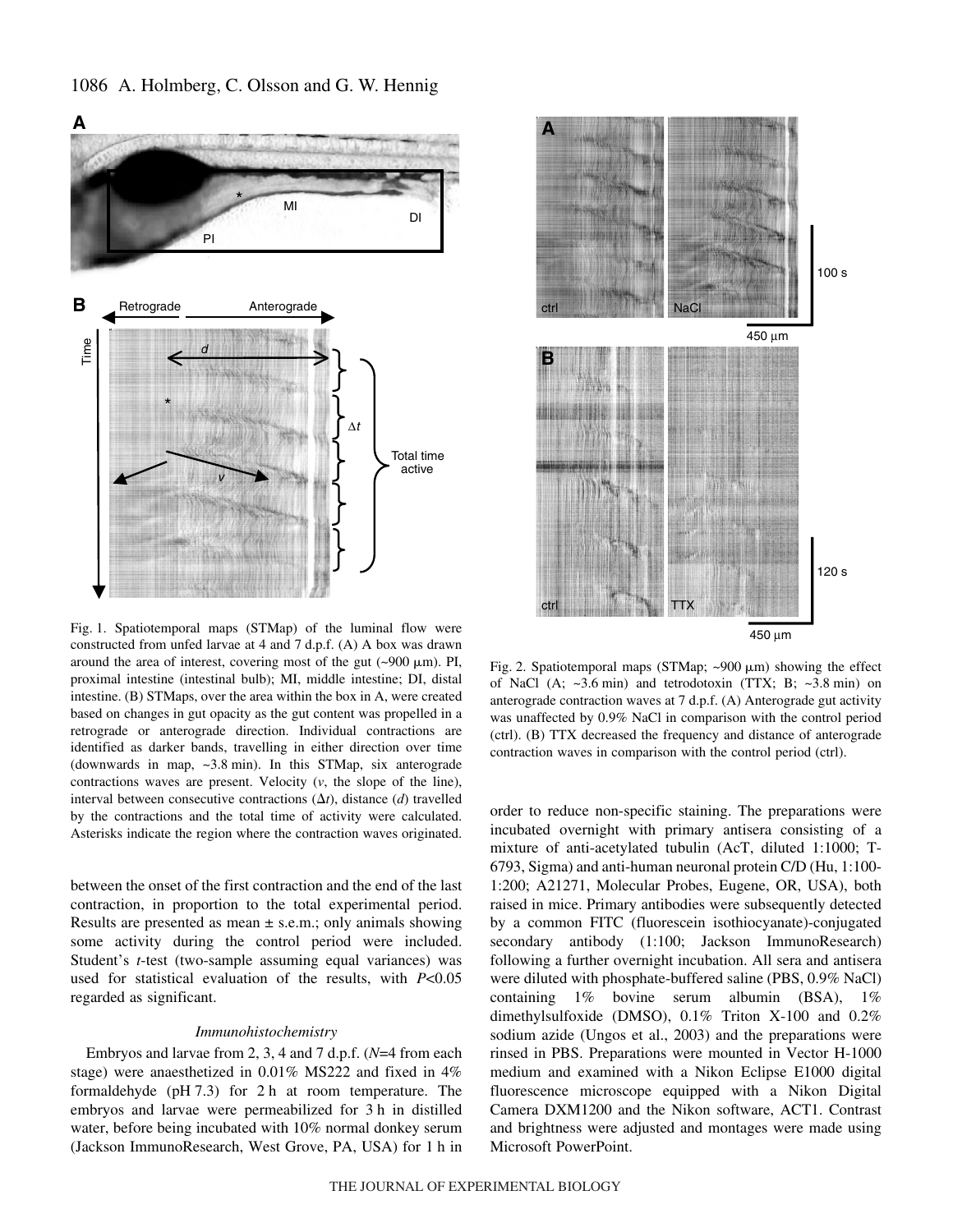Fig. 1. Spatiotemporal maps (STMap) of the luminal flow were constructed from unfed larvae at 4 and 7 d.p.f. (A) A box was drawn around the area of interest, covering most of the gut (~900 μm). PI, proximal intestine (intestinal bulb); MI, middle intestine; DI, distal intestine. (B) STMaps, over the area within the box in A, were created based on changes in gut opacity as the gut content was propelled in a retrograde or anterograde direction. Individual contractions are identified as darker bands, travelling in either direction over time (downwards in map, ~3.8 min). In this STMap, six anterograde contractions waves are present. Velocity (*v*, the slope of the line), interval between consecutive contractions ($\Delta t$), distance (*d*) travelled by the contractions and the total time of activity were calculated. Asterisks indicate the region where the contraction waves originated.

between the onset of the first contraction and the end of the last contraction, in proportion to the total experimental period. Results are presented as mean ± s.e.m.; only animals showing some activity during the control period were included. Student's *t*-test (two-sample assuming equal variances) was used for statistical evaluation of the results, with $P<0.05$ regarded as significant.

### *Immunohistochemistry*

Embryos and larvae from 2, 3, 4 and 7 d.p.f. ($N$=4 from each stage) were anaesthetized in 0.01% MS222 and fixed in 4% formaldehyde (pH 7.3) for 2 h at room temperature. The embryos and larvae were permeabilized for 3 h in distilled water, before being incubated with 10% normal donkey serum (Jackson ImmunoResearch, West Grove, PA, USA) for 1 h in order to reduce non-specific staining. The preparations were incubated overnight with primary antisera consisting of a mixture of anti-acetylated tubulin (AcT, diluted 1:1000; T-6793, Sigma) and anti-human neuronal protein C/D (Hu, 1:100-1:200; A21271, Molecular Probes, Eugene, OR, USA), both raised in mice. Primary antibodies were subsequently detected by a common FITC (fluorescein isothiocyanate)-conjugated secondary antibody (1:100; Jackson ImmunoResearch) following a further overnight incubation. All sera and antisera were diluted with phosphate-buffered saline (PBS, 0.9% NaCl) containing 1% bovine serum albumin (BSA), 1% dimethylsulfoxide (DMSO), 0.1% Triton X-100 and 0.2% sodium azide (Ungos et al., 2003) and the preparations were rinsed in PBS. Preparations were mounted in Vector H-1000 medium and examined with a Nikon Eclipse E1000 digital fluorescence microscope equipped with a Nikon Digital Camera DXM1200 and the Nikon software, ACT1. Contrast and brightness were adjusted and montages were made using Microsoft PowerPoint.

Fig. 2. Spatiotemporal maps (STMap; ~900 μm) showing the effect of NaCl (A; ~3.6 min) and tetrodotoxin (TTX; B; ~3.8 min) on anterograde contraction waves at 7 d.p.f. (A) Anterograde gut activity was unaffected by 0.9% NaCl in comparison with the control period (ctrl). (B) TTX decreased the frequency and distance of anterograde contraction waves in comparison with the control period (ctrl).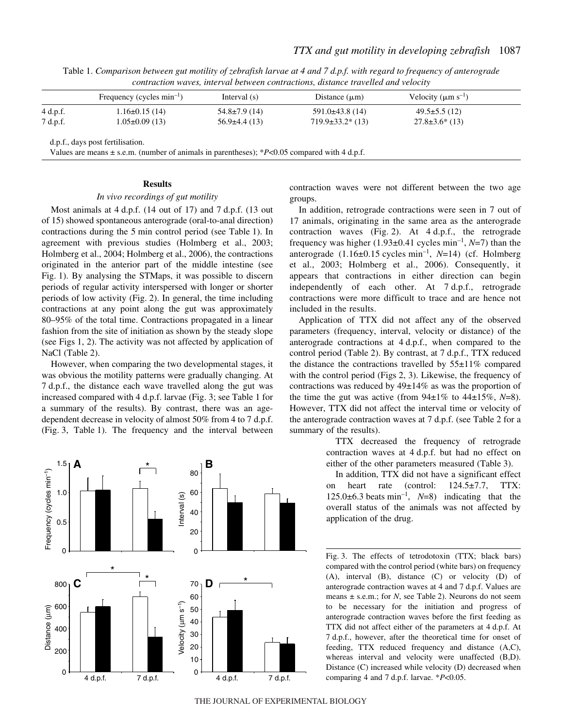Table 1. *Comparison between gut motility of zebrafish larvae at 4 and 7 d.p.f. with regard to frequency of anterograde contraction waves, interval between contractions, distance travelled and velocity*

| | Frequency (cycles $min^{-1}$) | Interval (s) | Distance (μm) | Velocity (μm $s^{-1}$) |
|---|---|---|---|---|
| 4 d.p.f. | 1.16±0.15 (14) | 54.8±7.9 (14) | 591.0±43.8 (14) | 49.5±5.5 (12) |
| 7 d.p.f. | 1.05±0.09 (13) | 56.9±4.4 (13) | 719.9±33.2* (13) | 27.8±3.6* (13) |

d.p.f., days post fertilisation.

Values are means ± s.e.m. (number of animals in parentheses); *$P<0.05$ compared with 4 d.p.f.

## Results

### *In vivo recordings of gut motility*

Most animals at 4 d.p.f. (14 out of 17) and 7 d.p.f. (13 out of 15) showed spontaneous anterograde (oral-to-anal direction) contractions during the 5 min control period (see Table 1). In agreement with previous studies (Holmberg et al., 2003; Holmberg et al., 2004; Holmberg et al., 2006), the contractions originated in the anterior part of the middle intestine (see Fig. 1). By analysing the STMaps, it was possible to discern periods of regular activity interspersed with longer or shorter periods of low activity (Fig. 2). In general, the time including contractions at any point along the gut was approximately 80–95% of the total time. Contractions propagated in a linear fashion from the site of initiation as shown by the steady slope (see Figs 1, 2). The activity was not affected by application of NaCl (Table 2).

However, when comparing the two developmental stages, it was obvious the motility patterns were gradually changing. At 7 d.p.f., the distance each wave travelled along the gut was increased compared with 4 d.p.f. larvae (Fig. 3; see Table 1 for a summary of the results). By contrast, there was an age-dependent decrease in velocity of almost 50% from 4 to 7 d.p.f. (Fig. 3, Table 1). The frequency and the interval between contraction waves were not different between the two age groups.

In addition, retrograde contractions were seen in 7 out of 17 animals, originating in the same area as the anterograde contraction waves (Fig. 2). At 4 d.p.f., the retrograde frequency was higher (1.93±0.41 cycles $min^{-1}$, $N$=7) than the anterograde (1.16±0.15 cycles $min^{-1}$, $N$=14) (cf. Holmberg et al., 2003; Holmberg et al., 2006). Consequently, it appears that contractions in either direction can begin independently of each other. At 7 d.p.f., retrograde contractions were more difficult to trace and are hence not included in the results.

Application of TTX did not affect any of the observed parameters (frequency, interval, velocity or distance) of the anterograde contractions at 4 d.p.f., when compared to the control period (Table 2). By contrast, at 7 d.p.f., TTX reduced the distance the contractions travelled by 55±11% compared with the control period (Figs 2, 3). Likewise, the frequency of contractions was reduced by 49±14% as was the proportion of the time the gut was active (from 94±1% to 44±15%, $N$=8). However, TTX did not affect the interval time or velocity of the anterograde contraction waves at 7 d.p.f. (see Table 2 for a summary of the results).

TTX decreased the frequency of retrograde contraction waves at 4 d.p.f. but had no effect on either of the other parameters measured (Table 3).

In addition, TTX did not have a significant effect on heart rate (control: 124.5±7.7, TTX: 125.0±6.3 beats $min^{-1}$, $N$=8) indicating that the overall status of the animals was not affected by application of the drug.

Fig. 3. The effects of tetrodotoxin (TTX; black bars) compared with the control period (white bars) on frequency (A), interval (B), distance (C) or velocity (D) of anterograde contraction waves at 4 and 7 d.p.f. Values are means ± s.e.m.; for $N$, see Table 2). Neurons do not seem to be necessary for the initiation and progress of anterograde contraction waves before the first feeding as TTX did not affect either of the parameters at 4 d.p.f. At 7 d.p.f., however, after the theoretical time for onset of feeding, TTX reduced frequency and distance (A,C), whereas interval and velocity were unaffected (B,D). Distance (C) increased while velocity (D) decreased when comparing 4 and 7 d.p.f. larvae. *$P<0.05$.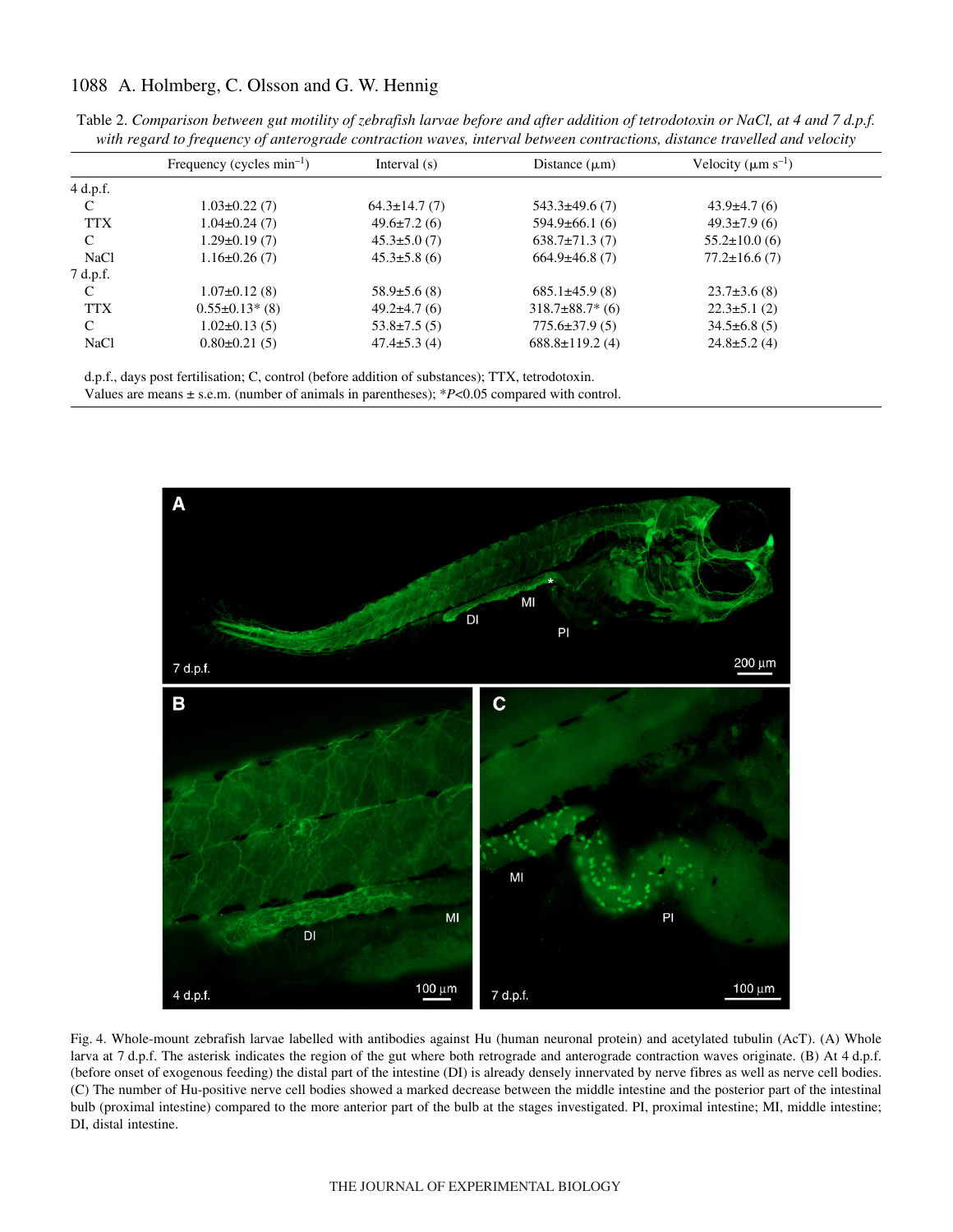Table 2. *Comparison between gut motility of zebrafish larvae before and after addition of tetrodotoxin or NaCl, at 4 and 7 d.p.f. with regard to frequency of anterograde contraction waves, interval between contractions, distance travelled and velocity*

| | Frequency (cycles $\text{min}^{-1}$) | Interval (s) | Distance (μm) | Velocity (μm $\text{s}^{-1}$) |
|---|---|---|---|---|
| 4 d.p.f. | | | | |
| C | 1.03±0.22 (7) | 64.3±14.7 (7) | 543.3±49.6 (7) | 43.9±4.7 (6) |
| TTX | 1.04±0.24 (7) | 49.6±7.2 (6) | 594.9±66.1 (6) | 49.3±7.9 (6) |
| C | 1.29±0.19 (7) | 45.3±5.0 (7) | 638.7±71.3 (7) | 55.2±10.0 (6) |
| NaCl | 1.16±0.26 (7) | 45.3±5.8 (6) | 664.9±46.8 (7) | 77.2±16.6 (7) |
| 7 d.p.f. | | | | |
| C | 1.07±0.12 (8) | 58.9±5.6 (8) | 685.1±45.9 (8) | 23.7±3.6 (8) |
| TTX | 0.55±0.13* (8) | 49.2±4.7 (6) | 318.7±88.7* (6) | 22.3±5.1 (2) |
| C | 1.02±0.13 (5) | 53.8±7.5 (5) | 775.6±37.9 (5) | 34.5±6.8 (5) |
| NaCl | 0.80±0.21 (5) | 47.4±5.3 (4) | 688.8±119.2 (4) | 24.8±5.2 (4) |

d.p.f., days post fertilisation; C, control (before addition of substances); TTX, tetrodotoxin.
Values are means ± s.e.m. (number of animals in parentheses); *$P<0.05$ compared with control.

Fig. 4. Whole-mount zebrafish larvae labelled with antibodies against Hu (human neuronal protein) and acetylated tubulin (AcT). (A) Whole larva at 7 d.p.f. The asterisk indicates the region of the gut where both retrograde and anterograde contraction waves originate. (B) At 4 d.p.f. (before onset of exogenous feeding) the distal part of the intestine (DI) is already densely innervated by nerve fibres as well as nerve cell bodies. (C) The number of Hu-positive nerve cell bodies showed a marked decrease between the middle intestine and the posterior part of the intestinal bulb (proximal intestine) compared to the more anterior part of the bulb at the stages investigated. PI, proximal intestine; MI, middle intestine; DI, distal intestine.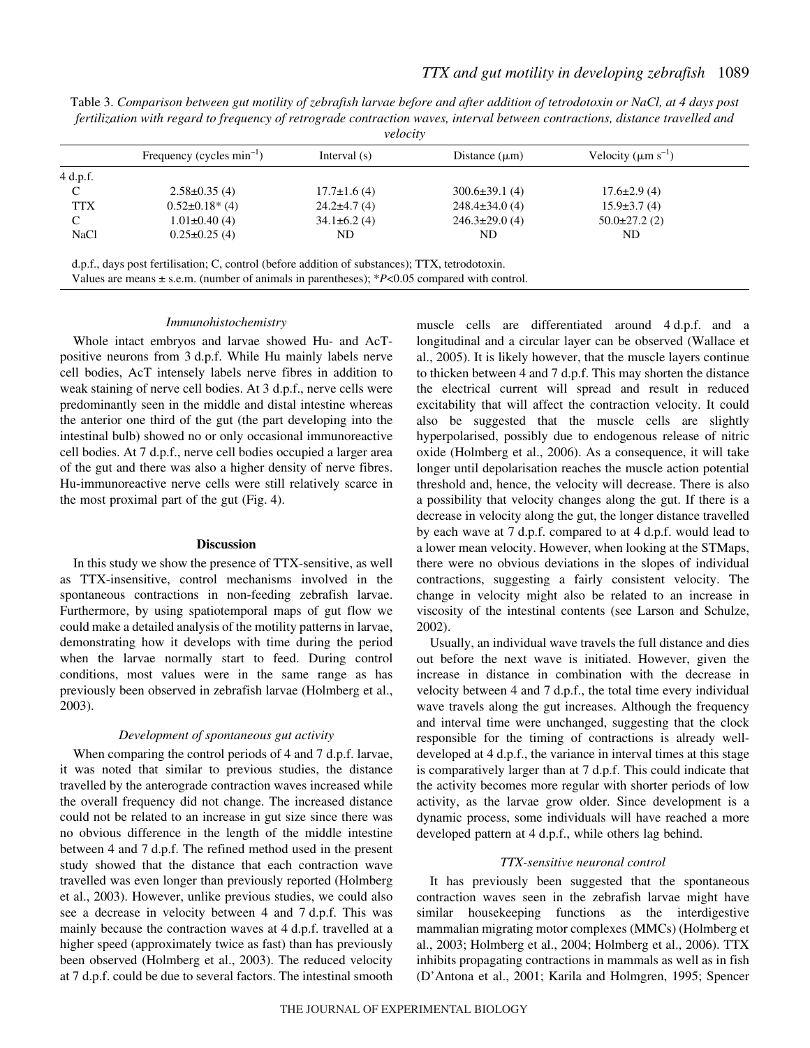Table 3. *Comparison between gut motility of zebrafish larvae before and after addition of tetrodotoxin or NaCl, at 4 days post fertilization with regard to frequency of retrograde contraction waves, interval between contractions, distance travelled and velocity*

| | Frequency (cycles $min^{-1}$) | Interval (s) | Distance (μm) | Velocity (μm $s^{-1}$) |
|---|---|---|---|---|
| 4 d.p.f. | | | | |
| C | 2.58±0.35 (4) | 17.7±1.6 (4) | 300.6±39.1 (4) | 17.6±2.9 (4) |
| TTX | 0.52±0.18* (4) | 24.2±4.7 (4) | 248.4±34.0 (4) | 15.9±3.7 (4) |
| C | 1.01±0.40 (4) | 34.1±6.2 (4) | 246.3±29.0 (4) | 50.0±27.2 (2) |
| NaCl | 0.25±0.25 (4) | ND | ND | ND |

d.p.f., days post fertilisation; C, control (before addition of substances); TTX, tetrodotoxin.
Values are means ± s.e.m. (number of animals in parentheses); *$P<0.05$ compared with control.

### *Immunohistochemistry*

Whole intact embryos and larvae showed Hu- and AcT-positive neurons from 3 d.p.f. While Hu mainly labels nerve cell bodies, AcT intensely labels nerve fibres in addition to weak staining of nerve cell bodies. At 3 d.p.f., nerve cells were predominantly seen in the middle and distal intestine whereas the anterior one third of the gut (the part developing into the intestinal bulb) showed no or only occasional immunoreactive cell bodies. At 7 d.p.f., nerve cell bodies occupied a larger area of the gut and there was also a higher density of nerve fibres. Hu-immunoreactive nerve cells were still relatively scarce in the most proximal part of the gut (Fig. 4).

## Discussion

In this study we show the presence of TTX-sensitive, as well as TTX-insensitive, control mechanisms involved in the spontaneous contractions in non-feeding zebrafish larvae. Furthermore, by using spatiotemporal maps of gut flow we could make a detailed analysis of the motility patterns in larvae, demonstrating how it develops with time during the period when the larvae normally start to feed. During control conditions, most values were in the same range as has previously been observed in zebrafish larvae (Holmberg et al., 2003).

### *Development of spontaneous gut activity*

When comparing the control periods of 4 and 7 d.p.f. larvae, it was noted that similar to previous studies, the distance travelled by the anterograde contraction waves increased while the overall frequency did not change. The increased distance could not be related to an increase in gut size since there was no obvious difference in the length of the middle intestine between 4 and 7 d.p.f. The refined method used in the present study showed that the distance that each contraction wave travelled was even longer than previously reported (Holmberg et al., 2003). However, unlike previous studies, we could also see a decrease in velocity between 4 and 7 d.p.f. This was mainly because the contraction waves at 4 d.p.f. travelled at a higher speed (approximately twice as fast) than has previously been observed (Holmberg et al., 2003). The reduced velocity at 7 d.p.f. could be due to several factors. The intestinal smooth muscle cells are differentiated around 4 d.p.f. and a longitudinal and a circular layer can be observed (Wallace et al., 2005). It is likely however, that the muscle layers continue to thicken between 4 and 7 d.p.f. This may shorten the distance the electrical current will spread and result in reduced excitability that will affect the contraction velocity. It could also be suggested that the muscle cells are slightly hyperpolarised, possibly due to endogenous release of nitric oxide (Holmberg et al., 2006). As a consequence, it will take longer until depolarisation reaches the muscle action potential threshold and, hence, the velocity will decrease. There is also a possibility that velocity changes along the gut. If there is a decrease in velocity along the gut, the longer distance travelled by each wave at 7 d.p.f. compared to at 4 d.p.f. would lead to a lower mean velocity. However, when looking at the STMaps, there were no obvious deviations in the slopes of individual contractions, suggesting a fairly consistent velocity. The change in velocity might also be related to an increase in viscosity of the intestinal contents (see Larson and Schulze, 2002).

Usually, an individual wave travels the full distance and dies out before the next wave is initiated. However, given the increase in distance in combination with the decrease in velocity between 4 and 7 d.p.f., the total time every individual wave travels along the gut increases. Although the frequency and interval time were unchanged, suggesting that the clock responsible for the timing of contractions is already well-developed at 4 d.p.f., the variance in interval times at this stage is comparatively larger than at 7 d.p.f. This could indicate that the activity becomes more regular with shorter periods of low activity, as the larvae grow older. Since development is a dynamic process, some individuals will have reached a more developed pattern at 4 d.p.f., while others lag behind.

### *TTX-sensitive neuronal control*

It has previously been suggested that the spontaneous contraction waves seen in the zebrafish larvae might have similar housekeeping functions as the interdigestive mammalian migrating motor complexes (MMCs) (Holmberg et al., 2003; Holmberg et al., 2004; Holmberg et al., 2006). TTX inhibits propagating contractions in mammals as well as in fish (D'Antona et al., 2001; Karila and Holmgren, 1995; Spencer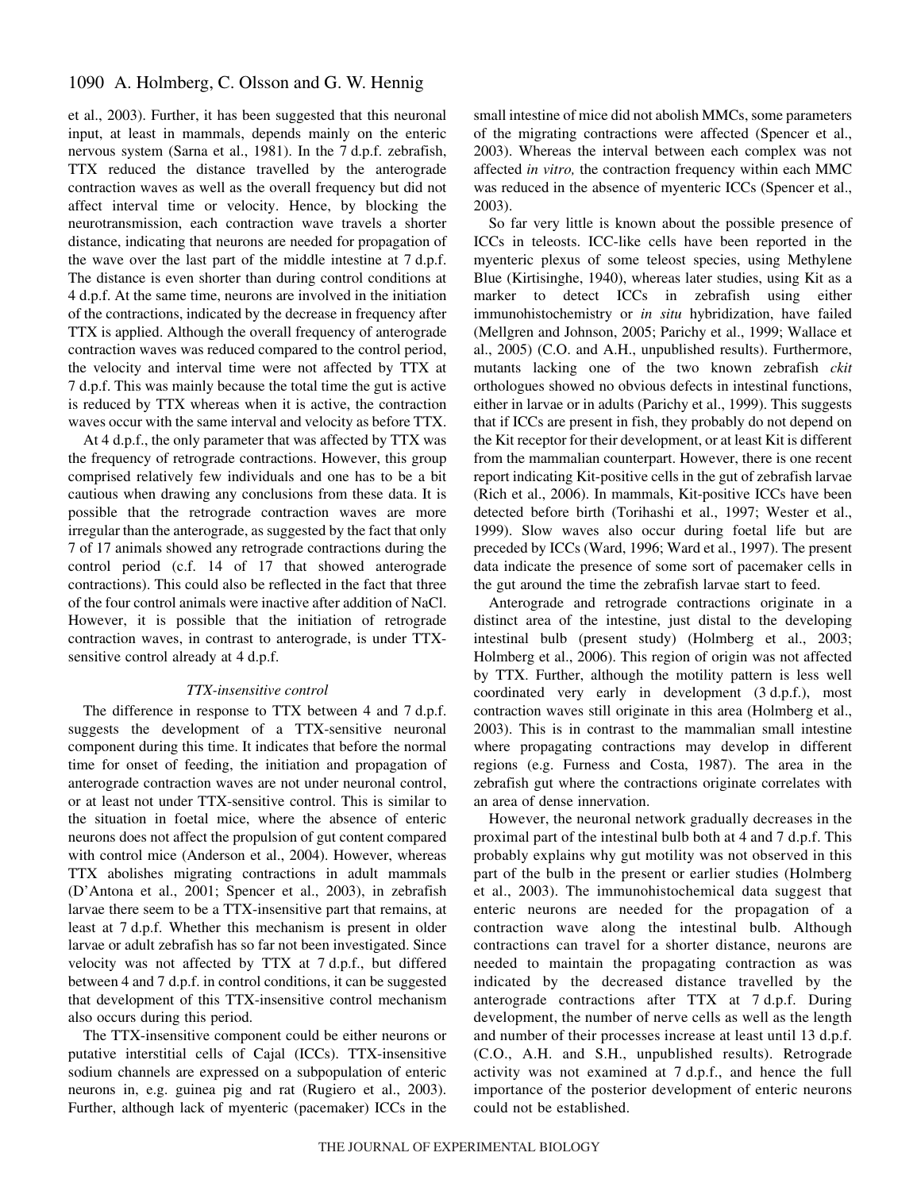et al., 2003). Further, it has been suggested that this neuronal input, at least in mammals, depends mainly on the enteric nervous system (Sarna et al., 1981). In the 7 d.p.f. zebrafish, TTX reduced the distance travelled by the anterograde contraction waves as well as the overall frequency but did not affect interval time or velocity. Hence, by blocking the neurotransmission, each contraction wave travels a shorter distance, indicating that neurons are needed for propagation of the wave over the last part of the middle intestine at 7 d.p.f. The distance is even shorter than during control conditions at 4 d.p.f. At the same time, neurons are involved in the initiation of the contractions, indicated by the decrease in frequency after TTX is applied. Although the overall frequency of anterograde contraction waves was reduced compared to the control period, the velocity and interval time were not affected by TTX at 7 d.p.f. This was mainly because the total time the gut is active is reduced by TTX whereas when it is active, the contraction waves occur with the same interval and velocity as before TTX.

At 4 d.p.f., the only parameter that was affected by TTX was the frequency of retrograde contractions. However, this group comprised relatively few individuals and one has to be a bit cautious when drawing any conclusions from these data. It is possible that the retrograde contraction waves are more irregular than the anterograde, as suggested by the fact that only 7 of 17 animals showed any retrograde contractions during the control period (c.f. 14 of 17 that showed anterograde contractions). This could also be reflected in the fact that three of the four control animals were inactive after addition of NaCl. However, it is possible that the initiation of retrograde contraction waves, in contrast to anterograde, is under TTX-sensitive control already at 4 d.p.f.

### *TTX-insensitive control*

The difference in response to TTX between 4 and 7 d.p.f. suggests the development of a TTX-sensitive neuronal component during this time. It indicates that before the normal time for onset of feeding, the initiation and propagation of anterograde contraction waves are not under neuronal control, or at least not under TTX-sensitive control. This is similar to the situation in foetal mice, where the absence of enteric neurons does not affect the propulsion of gut content compared with control mice (Anderson et al., 2004). However, whereas TTX abolishes migrating contractions in adult mammals (D'Antona et al., 2001; Spencer et al., 2003), in zebrafish larvae there seem to be a TTX-insensitive part that remains, at least at 7 d.p.f. Whether this mechanism is present in older larvae or adult zebrafish has so far not been investigated. Since velocity was not affected by TTX at 7 d.p.f., but differed between 4 and 7 d.p.f. in control conditions, it can be suggested that development of this TTX-insensitive control mechanism also occurs during this period.

The TTX-insensitive component could be either neurons or putative interstitial cells of Cajal (ICCs). TTX-insensitive sodium channels are expressed on a subpopulation of enteric neurons in, e.g. guinea pig and rat (Rugiero et al., 2003). Further, although lack of myenteric (pacemaker) ICCs in the small intestine of mice did not abolish MMCs, some parameters of the migrating contractions were affected (Spencer et al., 2003). Whereas the interval between each complex was not affected *in vitro,* the contraction frequency within each MMC was reduced in the absence of myenteric ICCs (Spencer et al., 2003).

So far very little is known about the possible presence of ICCs in teleosts. ICC-like cells have been reported in the myenteric plexus of some teleost species, using Methylene Blue (Kirtisinghe, 1940), whereas later studies, using Kit as a marker to detect ICCs in zebrafish using either immunohistochemistry or *in situ* hybridization, have failed (Mellgren and Johnson, 2005; Parichy et al., 1999; Wallace et al., 2005) (C.O. and A.H., unpublished results). Furthermore, mutants lacking one of the two known zebrafish *ckit* orthologues showed no obvious defects in intestinal functions, either in larvae or in adults (Parichy et al., 1999). This suggests that if ICCs are present in fish, they probably do not depend on the Kit receptor for their development, or at least Kit is different from the mammalian counterpart. However, there is one recent report indicating Kit-positive cells in the gut of zebrafish larvae (Rich et al., 2006). In mammals, Kit-positive ICCs have been detected before birth (Torihashi et al., 1997; Wester et al., 1999). Slow waves also occur during foetal life but are preceded by ICCs (Ward, 1996; Ward et al., 1997). The present data indicate the presence of some sort of pacemaker cells in the gut around the time the zebrafish larvae start to feed.

Anterograde and retrograde contractions originate in a distinct area of the intestine, just distal to the developing intestinal bulb (present study) (Holmberg et al., 2003; Holmberg et al., 2006). This region of origin was not affected by TTX. Further, although the motility pattern is less well coordinated very early in development (3 d.p.f.), most contraction waves still originate in this area (Holmberg et al., 2003). This is in contrast to the mammalian small intestine where propagating contractions may develop in different regions (e.g. Furness and Costa, 1987). The area in the zebrafish gut where the contractions originate correlates with an area of dense innervation.

However, the neuronal network gradually decreases in the proximal part of the intestinal bulb both at 4 and 7 d.p.f. This probably explains why gut motility was not observed in this part of the bulb in the present or earlier studies (Holmberg et al., 2003). The immunohistochemical data suggest that enteric neurons are needed for the propagation of a contraction wave along the intestinal bulb. Although contractions can travel for a shorter distance, neurons are needed to maintain the propagating contraction as was indicated by the decreased distance travelled by the anterograde contractions after TTX at 7 d.p.f. During development, the number of nerve cells as well as the length and number of their processes increase at least until 13 d.p.f. (C.O., A.H. and S.H., unpublished results). Retrograde activity was not examined at 7 d.p.f., and hence the full importance of the posterior development of enteric neurons could not be established.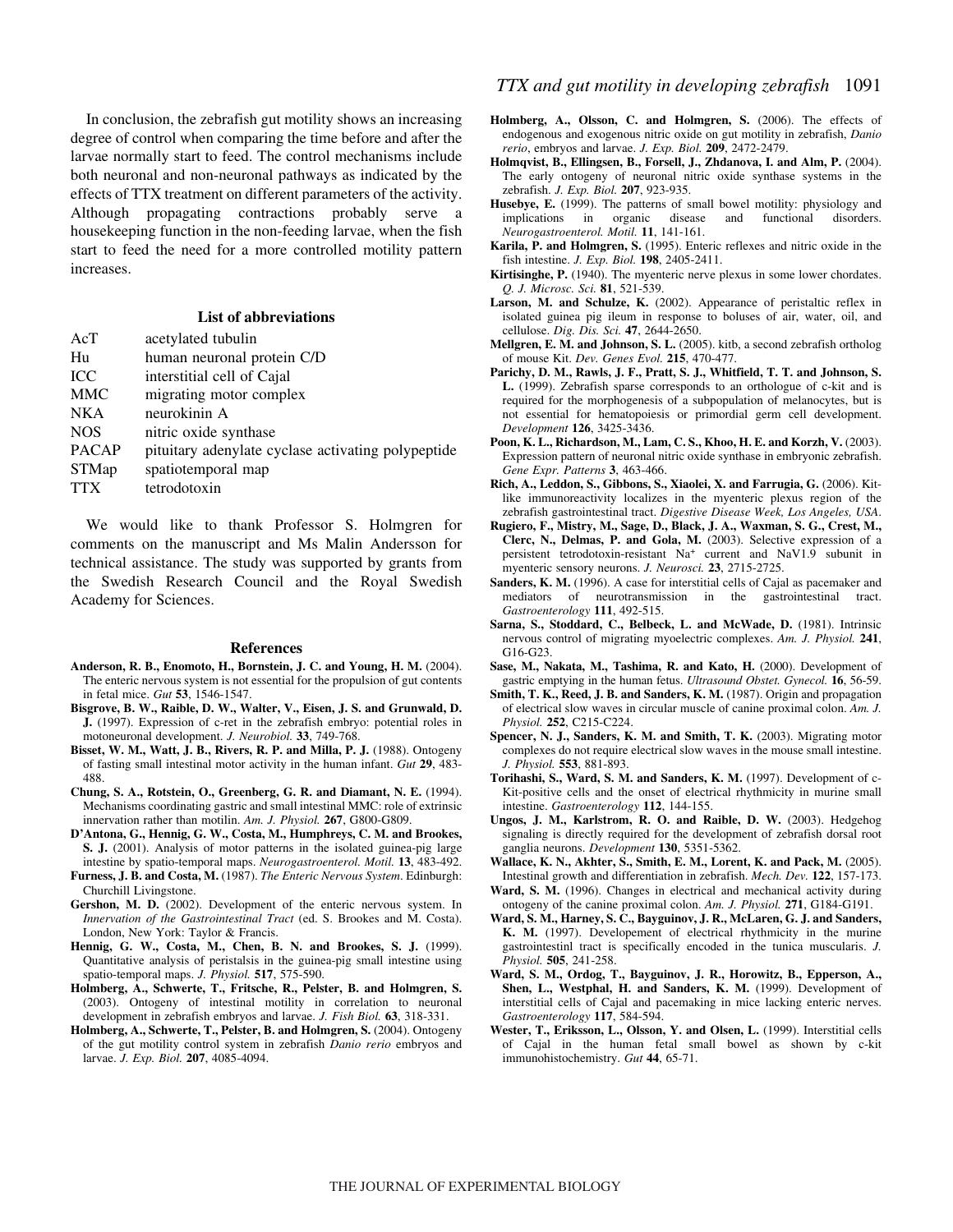In conclusion, the zebrafish gut motility shows an increasing degree of control when comparing the time before and after the larvae normally start to feed. The control mechanisms include both neuronal and non-neuronal pathways as indicated by the effects of TTX treatment on different parameters of the activity. Although propagating contractions probably serve a housekeeping function in the non-feeding larvae, when the fish start to feed the need for a more controlled motility pattern increases.

## List of abbreviations

| | |
|---|---|
| AcT | acetylated tubulin |
| Hu | human neuronal protein C/D |
| ICC | interstitial cell of Cajal |
| MMC | migrating motor complex |
| NKA | neurokinin A |
| NOS | nitric oxide synthase |
| PACAP | pituitary adenylate cyclase activating polypeptide |
| STMap | spatiotemporal map |
| TTX | tetrodotoxin |

We would like to thank Professor S. Holmgren for comments on the manuscript and Ms Malin Andersson for technical assistance. The study was supported by grants from the Swedish Research Council and the Royal Swedish Academy for Sciences.

## References

**Anderson, R. B., Enomoto, H., Bornstein, J. C. and Young, H. M.** (2004). The enteric nervous system is not essential for the propulsion of gut contents in fetal mice. *Gut* **53**, 1546-1547.

**Bisgrove, B. W., Raible, D. W., Walter, V., Eisen, J. S. and Grunwald, D. J.** (1997). Expression of c-ret in the zebrafish embryo: potential roles in motoneuronal development. *J. Neurobiol.* **33**, 749-768.

**Bisset, W. M., Watt, J. B., Rivers, R. P. and Milla, P. J.** (1988). Ontogeny of fasting small intestinal motor activity in the human infant. *Gut* **29**, 483-488.

**Chung, S. A., Rotstein, O., Greenberg, G. R. and Diamant, N. E.** (1994). Mechanisms coordinating gastric and small intestinal MMC: role of extrinsic innervation rather than motilin. *Am. J. Physiol.* **267**, G800-G809.

**D'Antona, G., Hennig, G. W., Costa, M., Humphreys, C. M. and Brookes, S. J.** (2001). Analysis of motor patterns in the isolated guinea-pig large intestine by spatio-temporal maps. *Neurogastroenterol. Motil.* **13**, 483-492.

**Furness, J. B. and Costa, M.** (1987). *The Enteric Nervous System*. Edinburgh: Churchill Livingstone.

**Gershon, M. D.** (2002). Development of the enteric nervous system. In *Innervation of the Gastrointestinal Tract* (ed. S. Brookes and M. Costa). London, New York: Taylor & Francis.

**Hennig, G. W., Costa, M., Chen, B. N. and Brookes, S. J.** (1999). Quantitative analysis of peristalsis in the guinea-pig small intestine using spatio-temporal maps. *J. Physiol.* **517**, 575-590.

**Holmberg, A., Schwerte, T., Fritsche, R., Pelster, B. and Holmgren, S.** (2003). Ontogeny of intestinal motility in correlation to neuronal development in zebrafish embryos and larvae. *J. Fish Biol.* **63**, 318-331.

**Holmberg, A., Schwerte, T., Pelster, B. and Holmgren, S.** (2004). Ontogeny of the gut motility control system in zebrafish *Danio rerio* embryos and larvae. *J. Exp. Biol.* **207**, 4085-4094.

**Holmberg, A., Olsson, C. and Holmgren, S.** (2006). The effects of endogenous and exogenous nitric oxide on gut motility in zebrafish, *Danio rerio*, embryos and larvae. *J. Exp. Biol.* **209**, 2472-2479.

**Holmqvist, B., Ellingsen, B., Forsell, J., Zhdanova, I. and Alm, P.** (2004). The early ontogeny of neuronal nitric oxide synthase systems in the zebrafish. *J. Exp. Biol.* **207**, 923-935.

**Husebye, E.** (1999). The patterns of small bowel motility: physiology and implications in organic disease and functional disorders. *Neurogastroenterol. Motil.* **11**, 141-161.

**Karila, P. and Holmgren, S.** (1995). Enteric reflexes and nitric oxide in the fish intestine. *J. Exp. Biol.* **198**, 2405-2411.

**Kirtisinghe, P.** (1940). The myenteric nerve plexus in some lower chordates. *Q. J. Microsc. Sci.* **81**, 521-539.

**Larson, M. and Schulze, K.** (2002). Appearance of peristaltic reflex in isolated guinea pig ileum in response to boluses of air, water, oil, and cellulose. *Dig. Dis. Sci.* **47**, 2644-2650.

**Mellgren, E. M. and Johnson, S. L.** (2005). kitb, a second zebrafish ortholog of mouse Kit. *Dev. Genes Evol.* **215**, 470-477.

**Parichy, D. M., Rawls, J. F., Pratt, S. J., Whitfield, T. T. and Johnson, S. L.** (1999). Zebrafish sparse corresponds to an orthologue of c-kit and is required for the morphogenesis of a subpopulation of melanocytes, but is not essential for hematopoiesis or primordial germ cell development. *Development* **126**, 3425-3436.

**Poon, K. L., Richardson, M., Lam, C. S., Khoo, H. E. and Korzh, V.** (2003). Expression pattern of neuronal nitric oxide synthase in embryonic zebrafish. *Gene Expr. Patterns* **3**, 463-466.

**Rich, A., Leddon, S., Gibbons, S., Xiaolei, X. and Farrugia, G.** (2006). Kit-like immunoreactivity localizes in the myenteric plexus region of the zebrafish gastrointestinal tract. *Digestive Disease Week, Los Angeles, USA*.

**Rugiero, F., Mistry, M., Sage, D., Black, J. A., Waxman, S. G., Crest, M., Clerc, N., Delmas, P. and Gola, M.** (2003). Selective expression of a persistent tetrodotoxin-resistant $Na^+$ current and NaV1.9 subunit in myenteric sensory neurons. *J. Neurosci.* **23**, 2715-2725.

**Sanders, K. M.** (1996). A case for interstitial cells of Cajal as pacemaker and mediators of neurotransmission in the gastrointestinal tract. *Gastroenterology* **111**, 492-515.

**Sarna, S., Stoddard, C., Belbeck, L. and McWade, D.** (1981). Intrinsic nervous control of migrating myoelectric complexes. *Am. J. Physiol.* **241**, G16-G23.

**Sase, M., Nakata, M., Tashima, R. and Kato, H.** (2000). Development of gastric emptying in the human fetus. *Ultrasound Obstet. Gynecol.* **16**, 56-59.

**Smith, T. K., Reed, J. B. and Sanders, K. M.** (1987). Origin and propagation of electrical slow waves in circular muscle of canine proximal colon. *Am. J. Physiol.* **252**, C215-C224.

**Spencer, N. J., Sanders, K. M. and Smith, T. K.** (2003). Migrating motor complexes do not require electrical slow waves in the mouse small intestine. *J. Physiol.* **553**, 881-893.

**Torihashi, S., Ward, S. M. and Sanders, K. M.** (1997). Development of c-Kit-positive cells and the onset of electrical rhythmicity in murine small intestine. *Gastroenterology* **112**, 144-155.

**Ungos, J. M., Karlstrom, R. O. and Raible, D. W.** (2003). Hedgehog signaling is directly required for the development of zebrafish dorsal root ganglia neurons. *Development* **130**, 5351-5362.

**Wallace, K. N., Akhter, S., Smith, E. M., Lorent, K. and Pack, M.** (2005). Intestinal growth and differentiation in zebrafish. *Mech. Dev.* **122**, 157-173.

**Ward, S. M.** (1996). Changes in electrical and mechanical activity during ontogeny of the canine proximal colon. *Am. J. Physiol.* **271**, G184-G191.

**Ward, S. M., Harney, S. C., Bayguinov, J. R., McLaren, G. J. and Sanders, K. M.** (1997). Developement of electrical rhythmicity in the murine gastrointestinl tract is specifically encoded in the tunica muscularis. *J. Physiol.* **505**, 241-258.

**Ward, S. M., Ordog, T., Bayguinov, J. R., Horowitz, B., Epperson, A., Shen, L., Westphal, H. and Sanders, K. M.** (1999). Development of interstitial cells of Cajal and pacemaking in mice lacking enteric nerves. *Gastroenterology* **117**, 584-594.

**Wester, T., Eriksson, L., Olsson, Y. and Olsen, L.** (1999). Interstitial cells of Cajal in the human fetal small bowel as shown by c-kit immunohistochemistry. *Gut* **44**, 65-71.